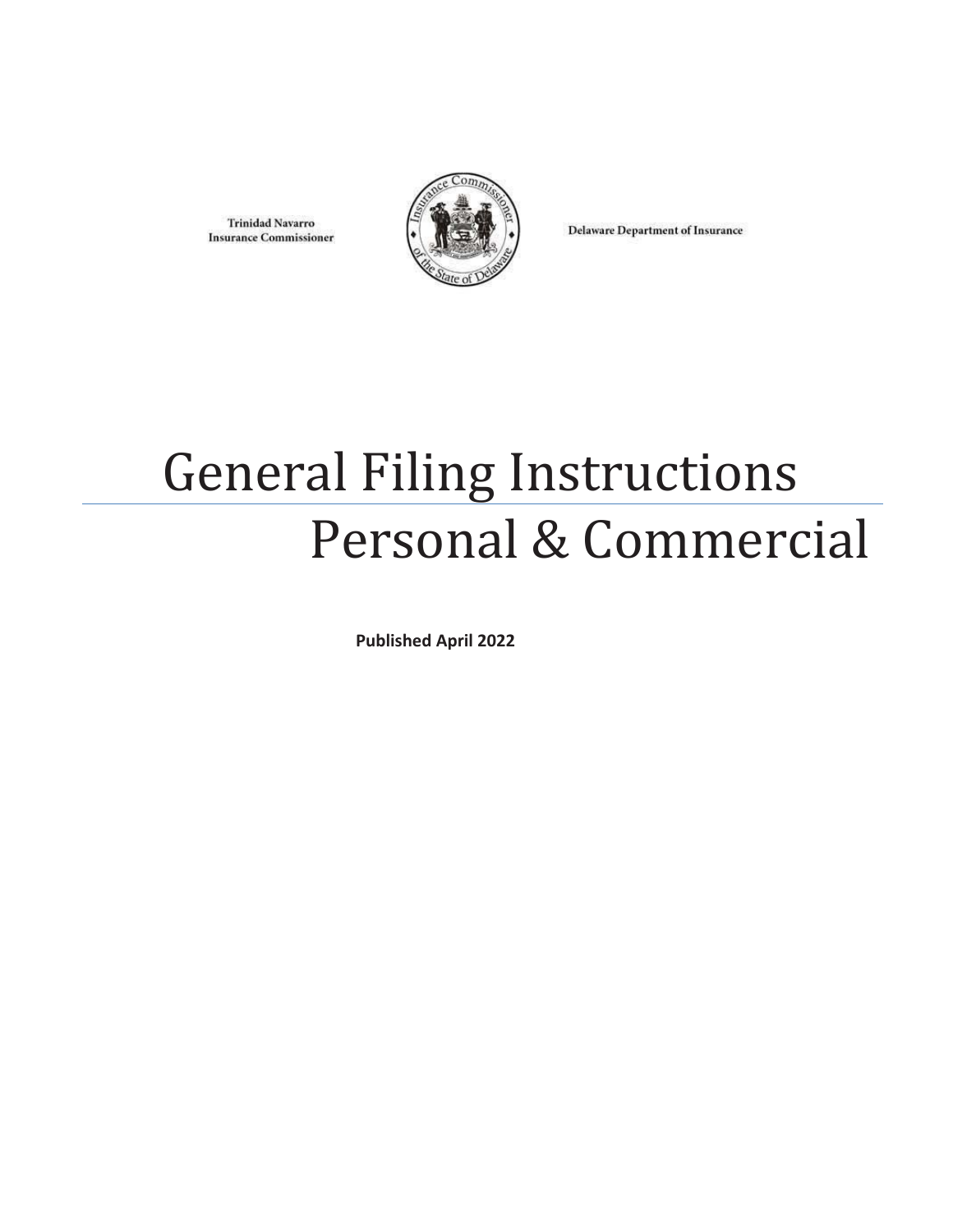Trinidad Navarro
Insurance Commissioner

Delaware Department of Insurance

# General Filing Instructions
# Personal & Commercial

**Published April 2022**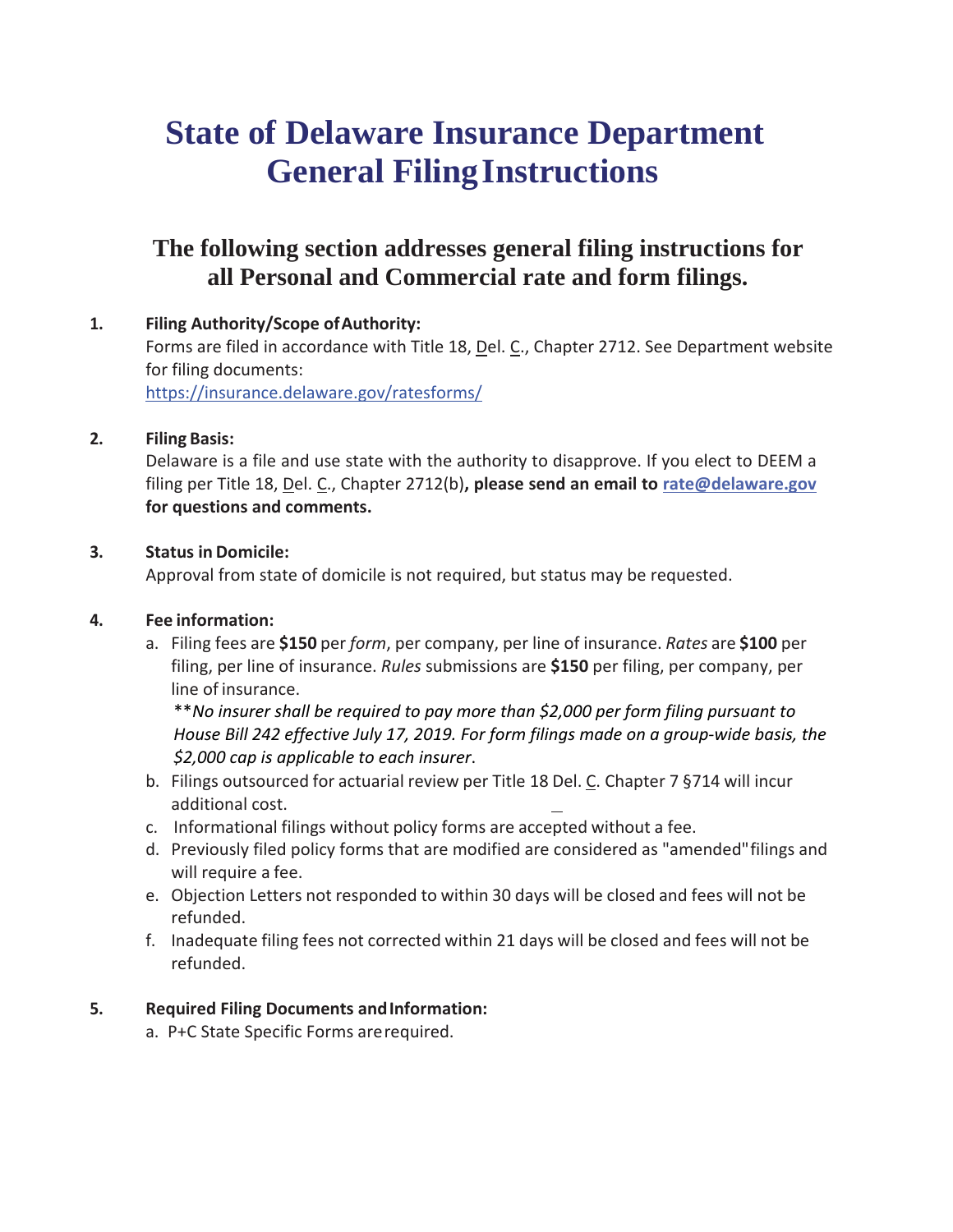# State of Delaware Insurance Department
# General Filing Instructions

## The following section addresses general filing instructions for all Personal and Commercial rate and form filings.

1. **Filing Authority/Scope of Authority:**
   Forms are filed in accordance with Title 18, Del. C., Chapter 2712. See Department website for filing documents:
   https://insurance.delaware.gov/ratesforms/

2. **Filing Basis:**
   Delaware is a file and use state with the authority to disapprove. If you elect to DEEM a filing per Title 18, Del. C., Chapter 2712(b)**, please send an email to rate@delaware.gov for questions and comments.**

3. **Status in Domicile:**
   Approval from state of domicile is not required, but status may be requested.

4. **Fee information:**
   a. Filing fees are **$150** per *form*, per company, per line of insurance. *Rates* are **$100** per filing, per line of insurance. *Rules* submissions are **$150** per filing, per company, per line of insurance.
      *\*\*No insurer shall be required to pay more than $2,000 per form filing pursuant to House Bill 242 effective July 17, 2019. For form filings made on a group-wide basis, the $2,000 cap is applicable to each insurer*.
   b. Filings outsourced for actuarial review per Title 18 Del. C. Chapter 7 §714 will incur additional cost.
   c. Informational filings without policy forms are accepted without a fee.
   d. Previously filed policy forms that are modified are considered as "amended" filings and will require a fee.
   e. Objection Letters not responded to within 30 days will be closed and fees will not be refunded.
   f. Inadequate filing fees not corrected within 21 days will be closed and fees will not be refunded.

5. **Required Filing Documents and Information:**
   a. P+C State Specific Forms are required.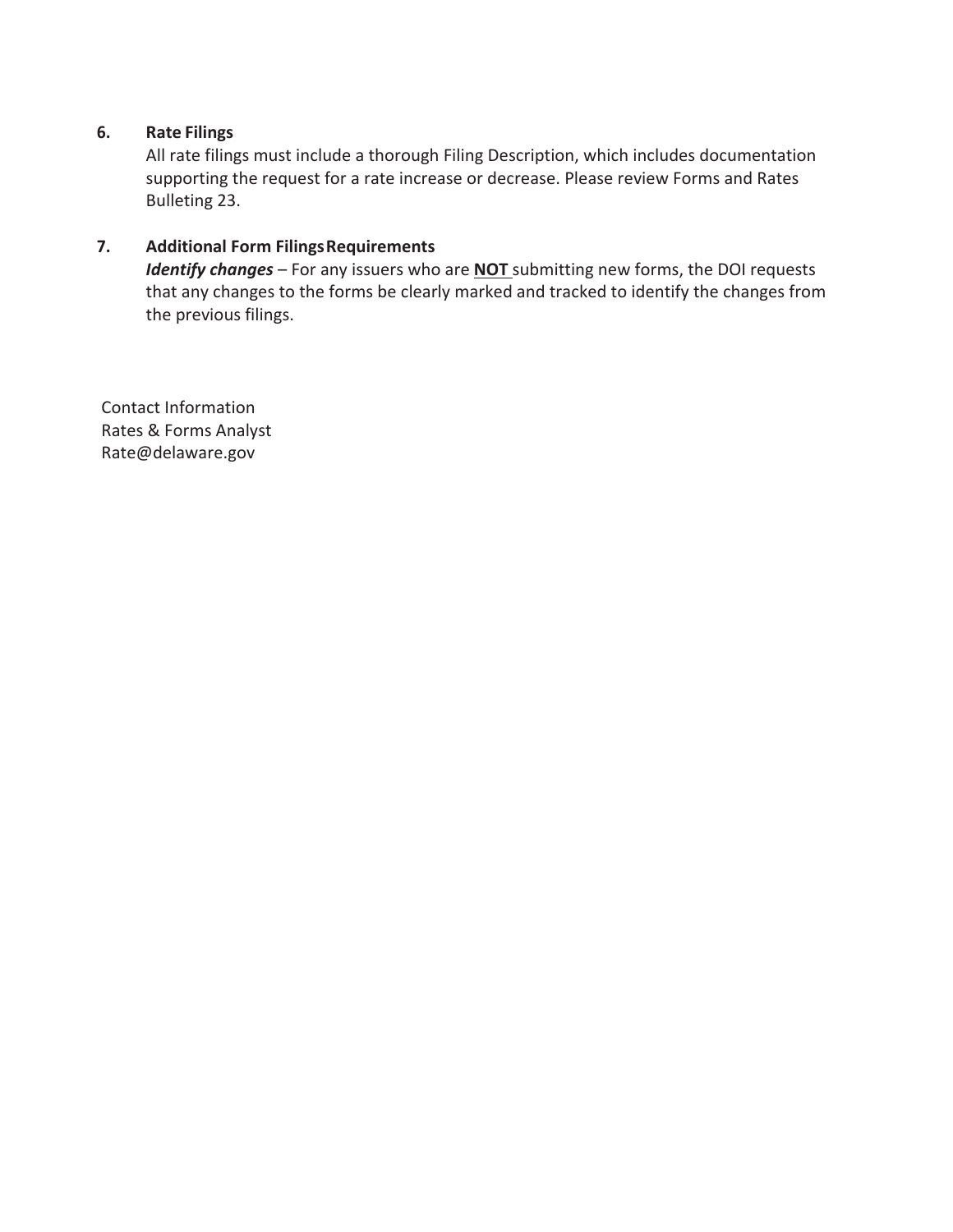6. **Rate Filings**

   All rate filings must include a thorough Filing Description, which includes documentation supporting the request for a rate increase or decrease. Please review Forms and Rates Bulleting 23.

7. **Additional Form Filings Requirements**

   ***Identify changes*** – For any issuers who are **NOT** submitting new forms, the DOI requests that any changes to the forms be clearly marked and tracked to identify the changes from the previous filings.

Contact Information
Rates & Forms Analyst
Rate@delaware.gov